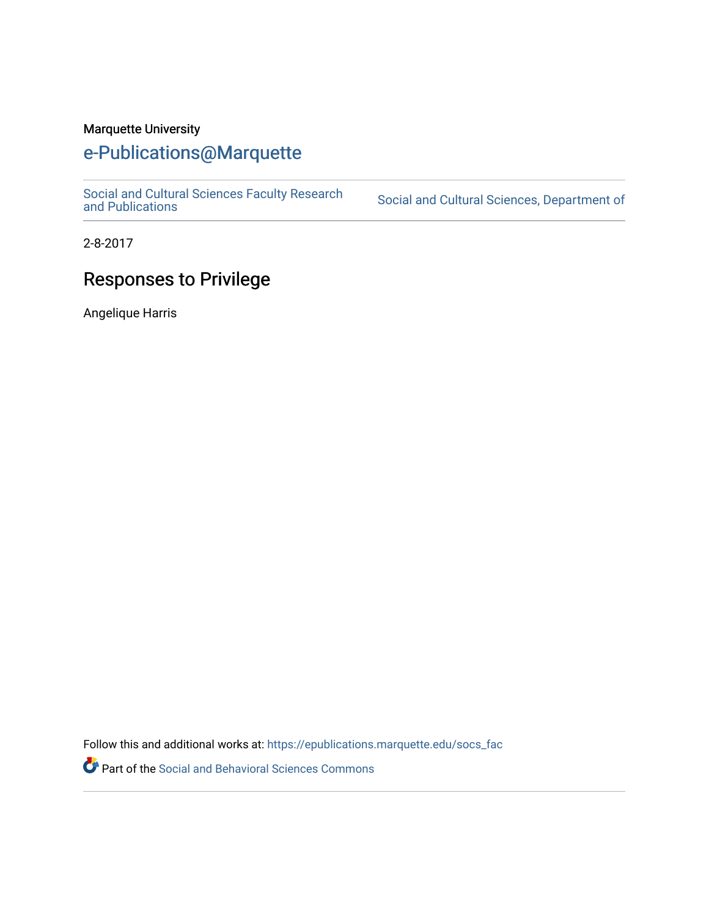Marquette University

# e-Publications@Marquette

Social and Cultural Sciences Faculty Research and Publications | Social and Cultural Sciences, Department of

2-8-2017

## Responses to Privilege

Angelique Harris

Follow this and additional works at: https://epublications.marquette.edu/socs_fac

Part of the Social and Behavioral Sciences Commons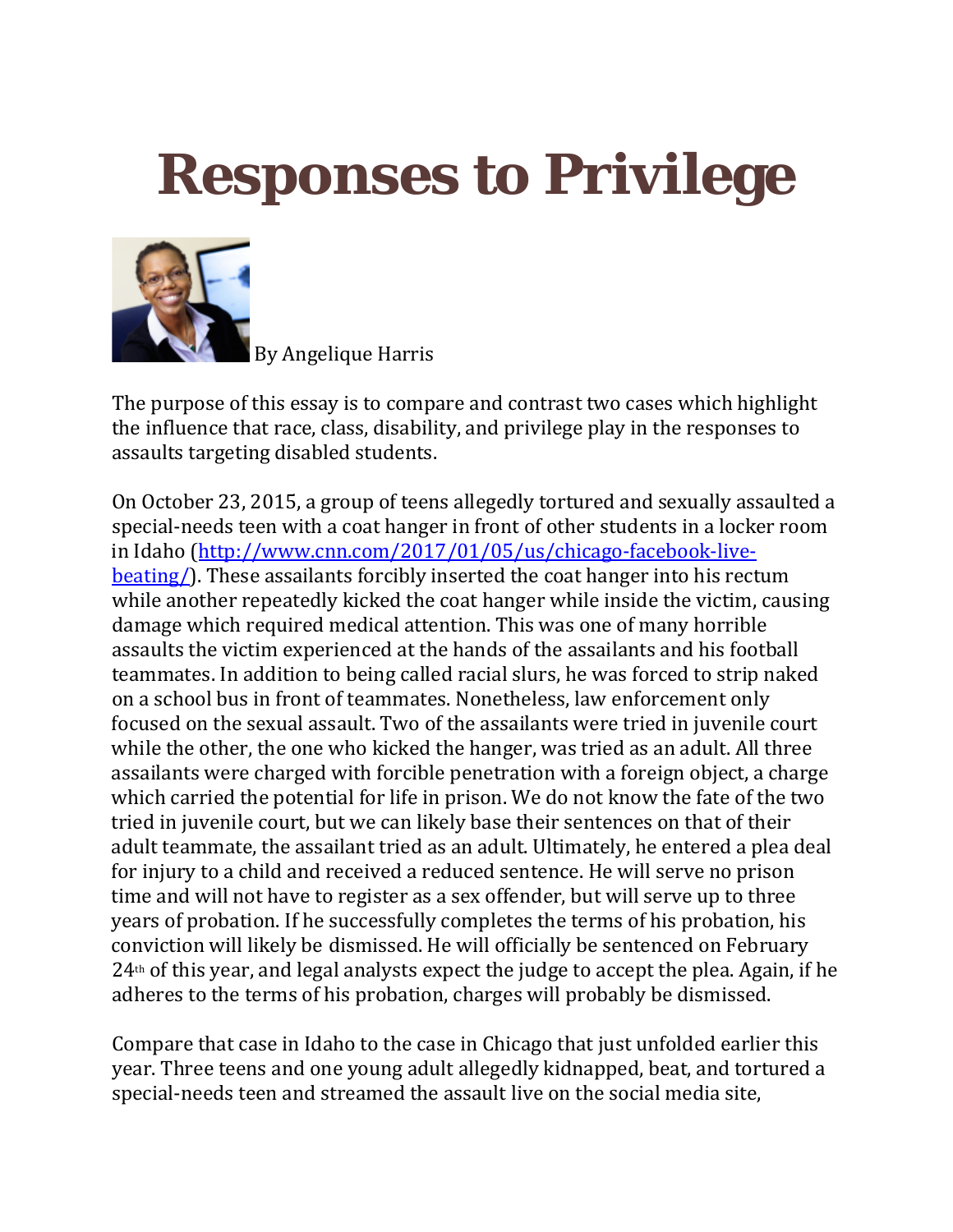# Responses to Privilege

By Angelique Harris

The purpose of this essay is to compare and contrast two cases which highlight the influence that race, class, disability, and privilege play in the responses to assaults targeting disabled students.

On October 23, 2015, a group of teens allegedly tortured and sexually assaulted a special-needs teen with a coat hanger in front of other students in a locker room in Idaho ([http://www.cnn.com/2017/01/05/us/chicago-facebook-live-beating/](http://www.cnn.com/2017/01/05/us/chicago-facebook-live-beating/)). These assailants forcibly inserted the coat hanger into his rectum while another repeatedly kicked the coat hanger while inside the victim, causing damage which required medical attention. This was one of many horrible assaults the victim experienced at the hands of the assailants and his football teammates. In addition to being called racial slurs, he was forced to strip naked on a school bus in front of teammates. Nonetheless, law enforcement only focused on the sexual assault. Two of the assailants were tried in juvenile court while the other, the one who kicked the hanger, was tried as an adult. All three assailants were charged with forcible penetration with a foreign object, a charge which carried the potential for life in prison. We do not know the fate of the two tried in juvenile court, but we can likely base their sentences on that of their adult teammate, the assailant tried as an adult. Ultimately, he entered a plea deal for injury to a child and received a reduced sentence. He will serve no prison time and will not have to register as a sex offender, but will serve up to three years of probation. If he successfully completes the terms of his probation, his conviction will likely be dismissed. He will officially be sentenced on February 24th of this year, and legal analysts expect the judge to accept the plea. Again, if he adheres to the terms of his probation, charges will probably be dismissed.

Compare that case in Idaho to the case in Chicago that just unfolded earlier this year. Three teens and one young adult allegedly kidnapped, beat, and tortured a special-needs teen and streamed the assault live on the social media site,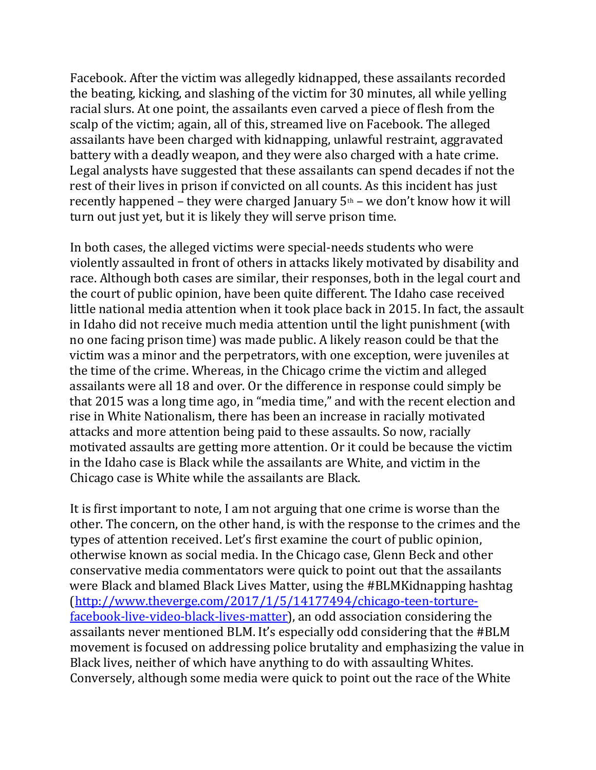Facebook. After the victim was allegedly kidnapped, these assailants recorded the beating, kicking, and slashing of the victim for 30 minutes, all while yelling racial slurs. At one point, the assailants even carved a piece of flesh from the scalp of the victim; again, all of this, streamed live on Facebook. The alleged assailants have been charged with kidnapping, unlawful restraint, aggravated battery with a deadly weapon, and they were also charged with a hate crime. Legal analysts have suggested that these assailants can spend decades if not the rest of their lives in prison if convicted on all counts. As this incident has just recently happened – they were charged January 5th – we don't know how it will turn out just yet, but it is likely they will serve prison time.

In both cases, the alleged victims were special-needs students who were violently assaulted in front of others in attacks likely motivated by disability and race. Although both cases are similar, their responses, both in the legal court and the court of public opinion, have been quite different. The Idaho case received little national media attention when it took place back in 2015. In fact, the assault in Idaho did not receive much media attention until the light punishment (with no one facing prison time) was made public. A likely reason could be that the victim was a minor and the perpetrators, with one exception, were juveniles at the time of the crime. Whereas, in the Chicago crime the victim and alleged assailants were all 18 and over. Or the difference in response could simply be that 2015 was a long time ago, in "media time," and with the recent election and rise in White Nationalism, there has been an increase in racially motivated attacks and more attention being paid to these assaults. So now, racially motivated assaults are getting more attention. Or it could be because the victim in the Idaho case is Black while the assailants are White, and victim in the Chicago case is White while the assailants are Black.

It is first important to note, I am not arguing that one crime is worse than the other. The concern, on the other hand, is with the response to the crimes and the types of attention received. Let's first examine the court of public opinion, otherwise known as social media. In the Chicago case, Glenn Beck and other conservative media commentators were quick to point out that the assailants were Black and blamed Black Lives Matter, using the #BLMKidnapping hashtag (http://www.theverge.com/2017/1/5/14177494/chicago-teen-torture-facebook-live-video-black-lives-matter), an odd association considering the assailants never mentioned BLM. It's especially odd considering that the #BLM movement is focused on addressing police brutality and emphasizing the value in Black lives, neither of which have anything to do with assaulting Whites. Conversely, although some media were quick to point out the race of the White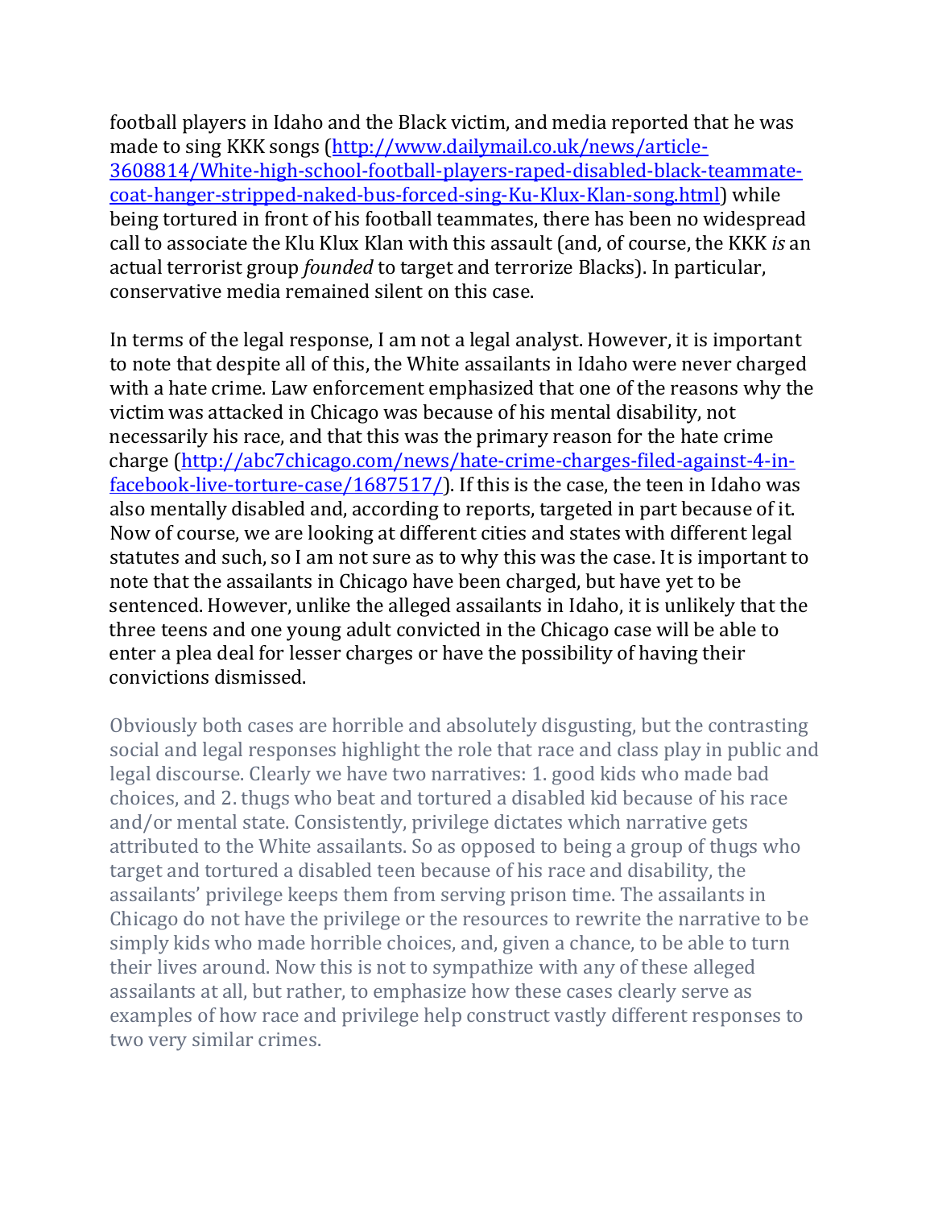football players in Idaho and the Black victim, and media reported that he was made to sing KKK songs ([http://www.dailymail.co.uk/news/article-3608814/White-high-school-football-players-raped-disabled-black-teammate-coat-hanger-stripped-naked-bus-forced-sing-Ku-Klux-Klan-song.html](http://www.dailymail.co.uk/news/article-3608814/White-high-school-football-players-raped-disabled-black-teammate-coat-hanger-stripped-naked-bus-forced-sing-Ku-Klux-Klan-song.html)) while being tortured in front of his football teammates, there has been no widespread call to associate the Klu Klux Klan with this assault (and, of course, the KKK *is* an actual terrorist group *founded* to target and terrorize Blacks). In particular, conservative media remained silent on this case.

In terms of the legal response, I am not a legal analyst. However, it is important to note that despite all of this, the White assailants in Idaho were never charged with a hate crime. Law enforcement emphasized that one of the reasons why the victim was attacked in Chicago was because of his mental disability, not necessarily his race, and that this was the primary reason for the hate crime charge ([http://abc7chicago.com/news/hate-crime-charges-filed-against-4-in-facebook-live-torture-case/1687517/](http://abc7chicago.com/news/hate-crime-charges-filed-against-4-in-facebook-live-torture-case/1687517/)). If this is the case, the teen in Idaho was also mentally disabled and, according to reports, targeted in part because of it. Now of course, we are looking at different cities and states with different legal statutes and such, so I am not sure as to why this was the case. It is important to note that the assailants in Chicago have been charged, but have yet to be sentenced. However, unlike the alleged assailants in Idaho, it is unlikely that the three teens and one young adult convicted in the Chicago case will be able to enter a plea deal for lesser charges or have the possibility of having their convictions dismissed.

Obviously both cases are horrible and absolutely disgusting, but the contrasting social and legal responses highlight the role that race and class play in public and legal discourse. Clearly we have two narratives: 1. good kids who made bad choices, and 2. thugs who beat and tortured a disabled kid because of his race and/or mental state. Consistently, privilege dictates which narrative gets attributed to the White assailants. So as opposed to being a group of thugs who target and tortured a disabled teen because of his race and disability, the assailants' privilege keeps them from serving prison time. The assailants in Chicago do not have the privilege or the resources to rewrite the narrative to be simply kids who made horrible choices, and, given a chance, to be able to turn their lives around. Now this is not to sympathize with any of these alleged assailants at all, but rather, to emphasize how these cases clearly serve as examples of how race and privilege help construct vastly different responses to two very similar crimes.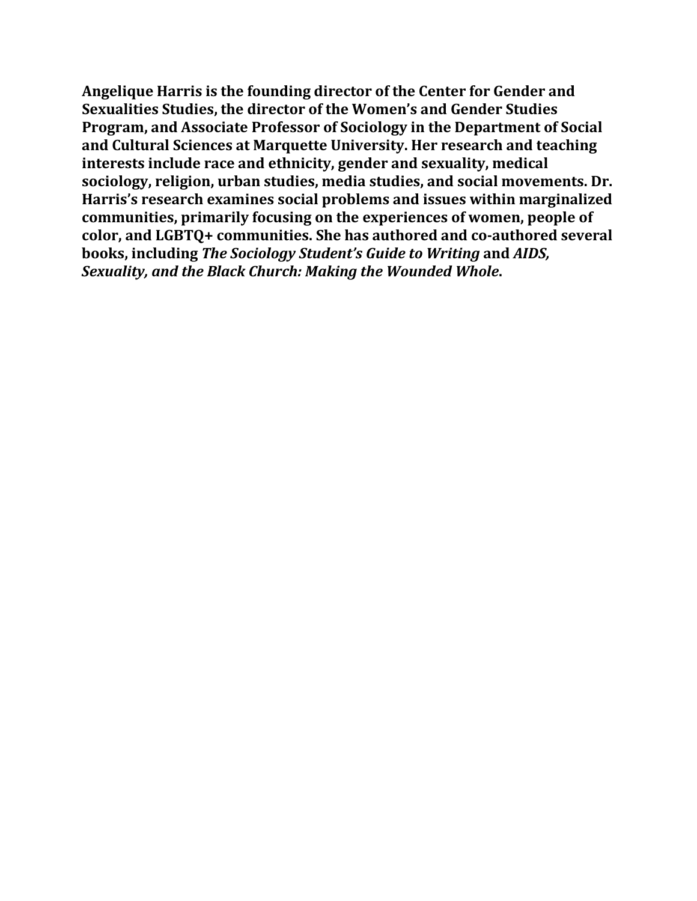**Angelique Harris is the founding director of the Center for Gender and Sexualities Studies, the director of the Women's and Gender Studies Program, and Associate Professor of Sociology in the Department of Social and Cultural Sciences at Marquette University. Her research and teaching interests include race and ethnicity, gender and sexuality, medical sociology, religion, urban studies, media studies, and social movements. Dr. Harris's research examines social problems and issues within marginalized communities, primarily focusing on the experiences of women, people of color, and LGBTQ+ communities. She has authored and co-authored several books, including *The Sociology Student's Guide to Writing* and *AIDS, Sexuality, and the Black Church: Making the Wounded Whole*.**